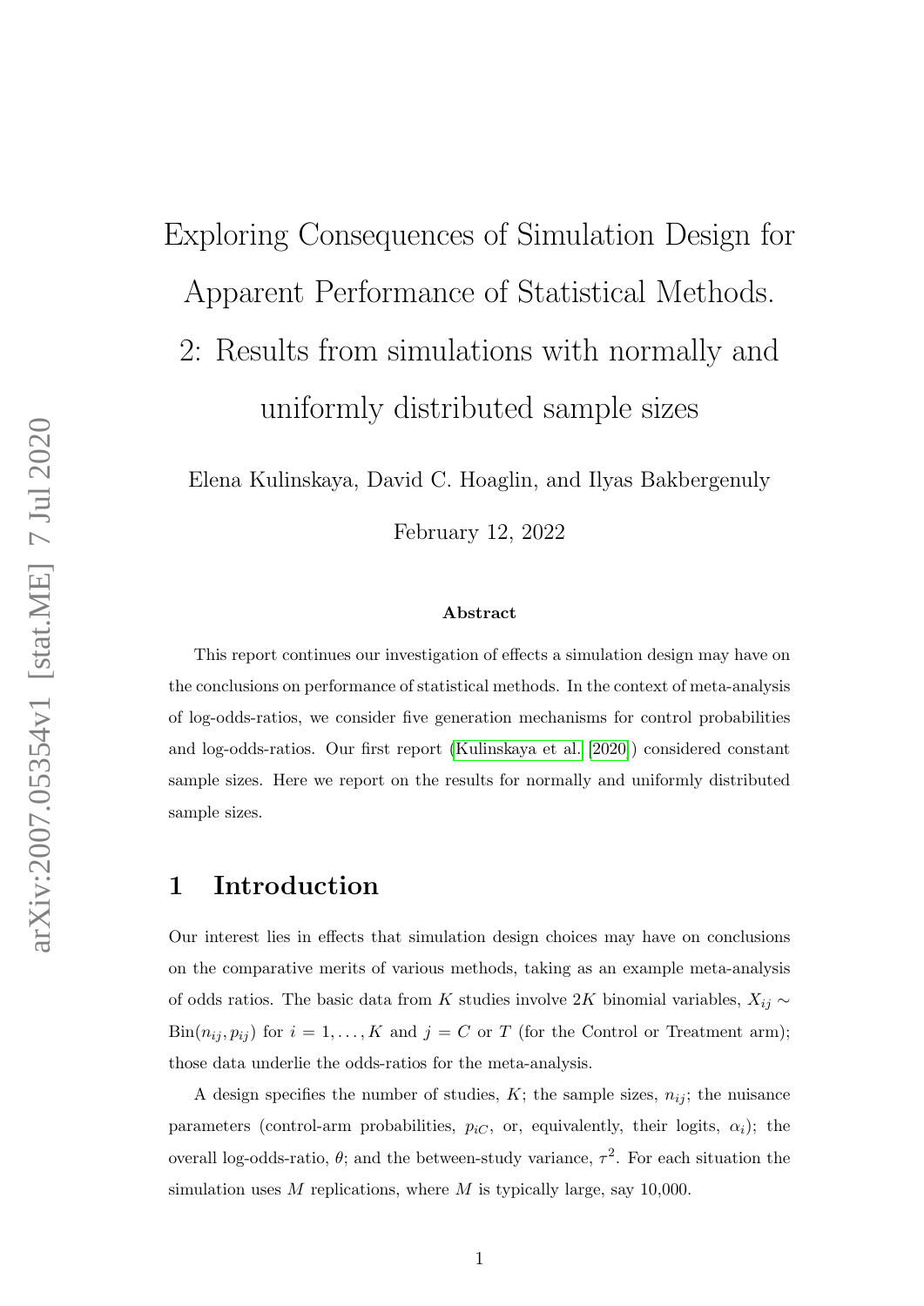# Exploring Consequences of Simulation Design for Apparent Performance of Statistical Methods. 2: Results from simulations with normally and uniformly distributed sample sizes

Elena Kulinskaya, David C. Hoaglin, and Ilyas Bakbergenuly

February 12, 2022

### Abstract

This report continues our investigation of effects a simulation design may have on the conclusions on performance of statistical methods. In the context of meta-analysis of log-odds-ratios, we consider five generation mechanisms for control probabilities and log-odds-ratios. Our first report (Kulinskaya et al. [2020]) considered constant sample sizes. Here we report on the results for normally and uniformly distributed sample sizes.

## 1 Introduction

Our interest lies in effects that simulation design choices may have on conclusions on the comparative merits of various methods, taking as an example meta-analysis of odds ratios. The basic data from $K$ studies involve $2K$ binomial variables, $X_{ij} \sim \text{Bin}(n_{ij}, p_{ij})$ for $i = 1, \ldots, K$ and $j = C$ or $T$ (for the Control or Treatment arm); those data underlie the odds-ratios for the meta-analysis.

A design specifies the number of studies, $K$; the sample sizes, $n_{ij}$; the nuisance parameters (control-arm probabilities, $p_{iC}$, or, equivalently, their logits, $\alpha_i$); the overall log-odds-ratio, $\theta$; and the between-study variance, $\tau^2$. For each situation the simulation uses $M$ replications, where $M$ is typically large, say 10,000.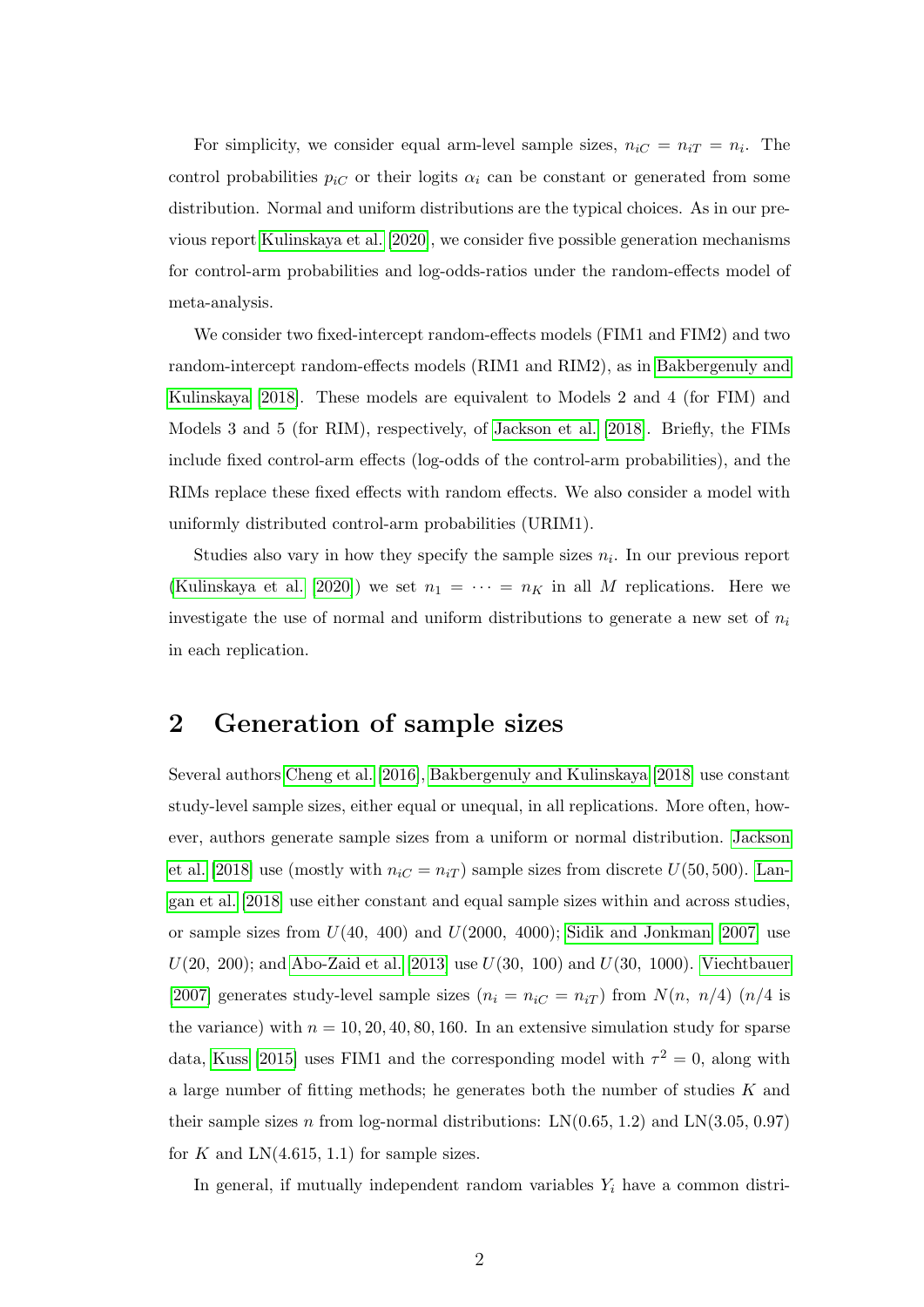For simplicity, we consider equal arm-level sample sizes, $n_{iC} = n_{iT} = n_i$. The control probabilities $p_{iC}$ or their logits $\alpha_i$ can be constant or generated from some distribution. Normal and uniform distributions are the typical choices. As in our previous report Kulinskaya et al. [2020], we consider five possible generation mechanisms for control-arm probabilities and log-odds-ratios under the random-effects model of meta-analysis.

We consider two fixed-intercept random-effects models (FIM1 and FIM2) and two random-intercept random-effects models (RIM1 and RIM2), as in Bakbergenuly and Kulinskaya [2018]. These models are equivalent to Models 2 and 4 (for FIM) and Models 3 and 5 (for RIM), respectively, of Jackson et al. [2018]. Briefly, the FIMs include fixed control-arm effects (log-odds of the control-arm probabilities), and the RIMs replace these fixed effects with random effects. We also consider a model with uniformly distributed control-arm probabilities (URIM1).

Studies also vary in how they specify the sample sizes $n_i$. In our previous report (Kulinskaya et al. [2020]) we set $n_1 = \cdots = n_K$ in all $M$ replications. Here we investigate the use of normal and uniform distributions to generate a new set of $n_i$ in each replication.

## 2 Generation of sample sizes

Several authors Cheng et al. [2016], Bakbergenuly and Kulinskaya [2018] use constant study-level sample sizes, either equal or unequal, in all replications. More often, however, authors generate sample sizes from a uniform or normal distribution. Jackson et al. [2018] use (mostly with $n_{iC} = n_{iT}$) sample sizes from discrete $U(50, 500)$. Langan et al. [2018] use either constant and equal sample sizes within and across studies, or sample sizes from $U(40,\ 400)$ and $U(2000,\ 4000)$; Sidik and Jonkman [2007] use $U(20,\ 200)$; and Abo-Zaid et al. [2013] use $U(30,\ 100)$ and $U(30,\ 1000)$. Viechtbauer [2007] generates study-level sample sizes ($n_i = n_{iC} = n_{iT}$) from $N(n,\ n/4)$ ($n/4$ is the variance) with $n = 10, 20, 40, 80, 160$. In an extensive simulation study for sparse data, Kuss [2015] uses FIM1 and the corresponding model with $\tau^2 = 0$, along with a large number of fitting methods; he generates both the number of studies $K$ and their sample sizes $n$ from log-normal distributions: $\text{LN}(0.65,\ 1.2)$ and $\text{LN}(3.05,\ 0.97)$ for $K$ and $\text{LN}(4.615,\ 1.1)$ for sample sizes.

In general, if mutually independent random variables $Y_i$ have a common distri-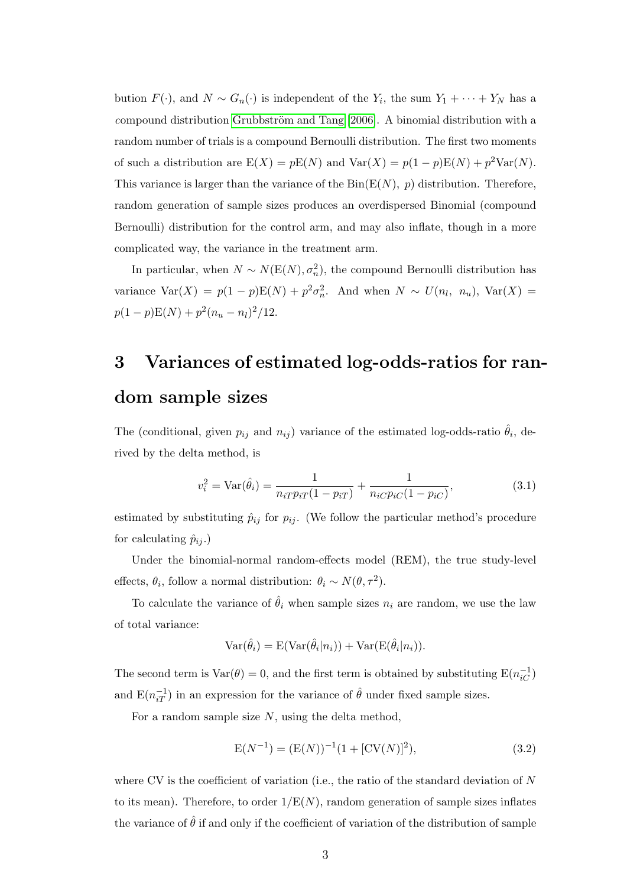bution $F(\cdot)$, and $N \sim G_n(\cdot)$ is independent of the $Y_i$, the sum $Y_1 + \cdots + Y_N$ has a *c*ompound distribution Grubbström and Tang [2006]. A binomial distribution with a random number of trials is a compound Bernoulli distribution. The first two moments of such a distribution are $\mathrm{E}(X) = p\mathrm{E}(N)$ and $\mathrm{Var}(X) = p(1-p)\mathrm{E}(N) + p^2\mathrm{Var}(N)$. This variance is larger than the variance of the $\mathrm{Bin}(\mathrm{E}(N),\ p)$ distribution. Therefore, random generation of sample sizes produces an overdispersed Binomial (compound Bernoulli) distribution for the control arm, and may also inflate, though in a more complicated way, the variance in the treatment arm.

In particular, when $N \sim N(\mathrm{E}(N), \sigma_n^2)$, the compound Bernoulli distribution has variance $\mathrm{Var}(X) = p(1-p)\mathrm{E}(N) + p^2\sigma_n^2$. And when $N \sim U(n_l,\ n_u)$, $\mathrm{Var}(X) = p(1-p)\mathrm{E}(N) + p^2(n_u - n_l)^2/12$.

# 3 Variances of estimated log-odds-ratios for random sample sizes

The (conditional, given $p_{ij}$ and $n_{ij}$) variance of the estimated log-odds-ratio $\hat{\theta}_i$, derived by the delta method, is

$$v_i^2 = \mathrm{Var}(\hat{\theta}_i) = \frac{1}{n_{iT}p_{iT}(1-p_{iT})} + \frac{1}{n_{iC}p_{iC}(1-p_{iC})}, \tag{3.1}$$

estimated by substituting $\hat{p}_{ij}$ for $p_{ij}$. (We follow the particular method's procedure for calculating $\hat{p}_{ij}$.)

Under the binomial-normal random-effects model (REM), the true study-level effects, $\theta_i$, follow a normal distribution: $\theta_i \sim N(\theta, \tau^2)$.

To calculate the variance of $\hat{\theta}_i$ when sample sizes $n_i$ are random, we use the law of total variance:

$$\mathrm{Var}(\hat{\theta}_i) = \mathrm{E}(\mathrm{Var}(\hat{\theta}_i|n_i)) + \mathrm{Var}(\mathrm{E}(\hat{\theta}_i|n_i)).$$

The second term is $\mathrm{Var}(\theta) = 0$, and the first term is obtained by substituting $\mathrm{E}(n_{iC}^{-1})$ and $\mathrm{E}(n_{iT}^{-1})$ in an expression for the variance of $\hat{\theta}$ under fixed sample sizes.

For a random sample size $N$, using the delta method,

$$\mathrm{E}(N^{-1}) = (\mathrm{E}(N))^{-1}(1 + [\mathrm{CV}(N)]^2), \tag{3.2}$$

where CV is the coefficient of variation (i.e., the ratio of the standard deviation of $N$ to its mean). Therefore, to order $1/\mathrm{E}(N)$, random generation of sample sizes inflates the variance of $\hat{\theta}$ if and only if the coefficient of variation of the distribution of sample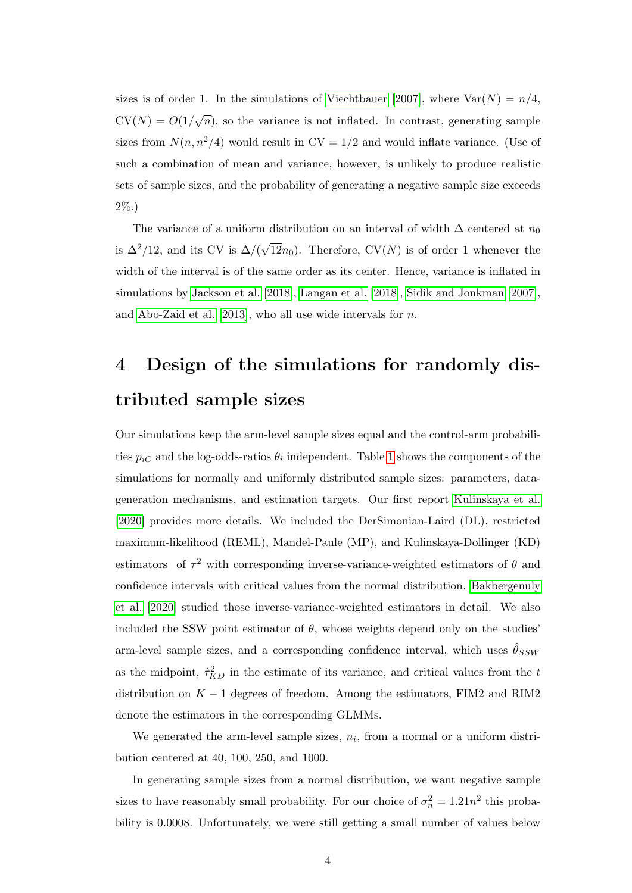sizes is of order 1. In the simulations of Viechtbauer [2007], where $\text{Var}(N) = n/4$, $\text{CV}(N) = O(1/\sqrt{n})$, so the variance is not inflated. In contrast, generating sample sizes from $N(n, n^2/4)$ would result in $\text{CV} = 1/2$ and would inflate variance. (Use of such a combination of mean and variance, however, is unlikely to produce realistic sets of sample sizes, and the probability of generating a negative sample size exceeds 2%.)

The variance of a uniform distribution on an interval of width $\Delta$ centered at $n_0$ is $\Delta^2/12$, and its CV is $\Delta/(\sqrt{12}n_0)$. Therefore, $\text{CV}(N)$ is of order 1 whenever the width of the interval is of the same order as its center. Hence, variance is inflated in simulations by Jackson et al. [2018], Langan et al. [2018], Sidik and Jonkman [2007], and Abo-Zaid et al. [2013], who all use wide intervals for $n$.

# 4 Design of the simulations for randomly distributed sample sizes

Our simulations keep the arm-level sample sizes equal and the control-arm probabilities $p_{iC}$ and the log-odds-ratios $\theta_i$ independent. Table 1 shows the components of the simulations for normally and uniformly distributed sample sizes: parameters, data-generation mechanisms, and estimation targets. Our first report Kulinskaya et al. [2020] provides more details. We included the DerSimonian-Laird (DL), restricted maximum-likelihood (REML), Mandel-Paule (MP), and Kulinskaya-Dollinger (KD) estimators of $\tau^2$ with corresponding inverse-variance-weighted estimators of $\theta$ and confidence intervals with critical values from the normal distribution. Bakbergenuly et al. [2020] studied those inverse-variance-weighted estimators in detail. We also included the SSW point estimator of $\theta$, whose weights depend only on the studies' arm-level sample sizes, and a corresponding confidence interval, which uses $\hat{\theta}_{SSW}$ as the midpoint, $\hat{\tau}^2_{KD}$ in the estimate of its variance, and critical values from the $t$ distribution on $K - 1$ degrees of freedom. Among the estimators, FIM2 and RIM2 denote the estimators in the corresponding GLMMs.

We generated the arm-level sample sizes, $n_i$, from a normal or a uniform distribution centered at 40, 100, 250, and 1000.

In generating sample sizes from a normal distribution, we want negative sample sizes to have reasonably small probability. For our choice of $\sigma_n^2 = 1.21n^2$ this probability is 0.0008. Unfortunately, we were still getting a small number of values below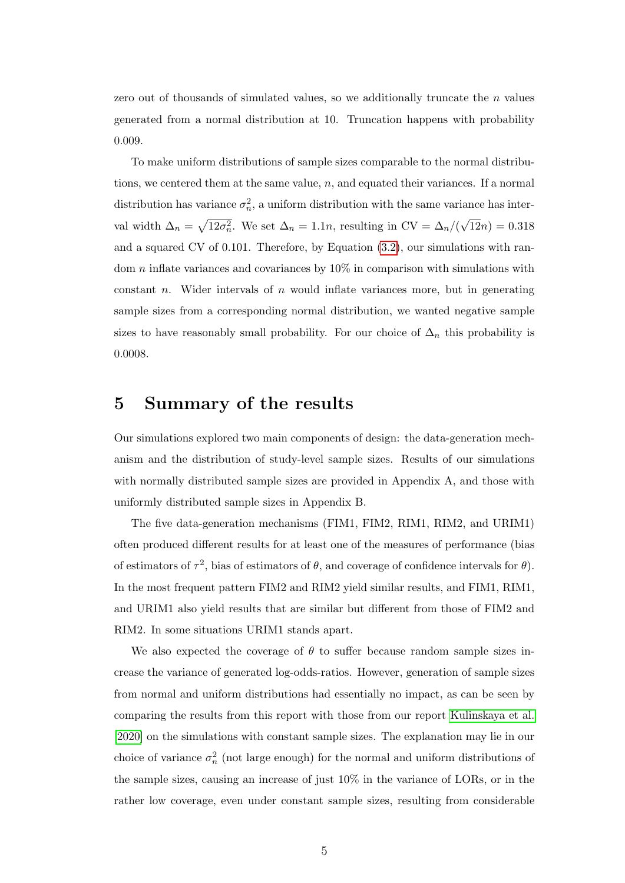zero out of thousands of simulated values, so we additionally truncate the $n$ values generated from a normal distribution at 10. Truncation happens with probability 0.009.

To make uniform distributions of sample sizes comparable to the normal distributions, we centered them at the same value, $n$, and equated their variances. If a normal distribution has variance $\sigma_n^2$, a uniform distribution with the same variance has interval width $\Delta_n = \sqrt{12\sigma_n^2}$. We set $\Delta_n = 1.1n$, resulting in $\text{CV} = \Delta_n/(\sqrt{12}n) = 0.318$ and a squared CV of 0.101. Therefore, by Equation (3.2), our simulations with random $n$ inflate variances and covariances by 10% in comparison with simulations with constant $n$. Wider intervals of $n$ would inflate variances more, but in generating sample sizes from a corresponding normal distribution, we wanted negative sample sizes to have reasonably small probability. For our choice of $\Delta_n$ this probability is 0.0008.

# 5 Summary of the results

Our simulations explored two main components of design: the data-generation mechanism and the distribution of study-level sample sizes. Results of our simulations with normally distributed sample sizes are provided in Appendix A, and those with uniformly distributed sample sizes in Appendix B.

The five data-generation mechanisms (FIM1, FIM2, RIM1, RIM2, and URIM1) often produced different results for at least one of the measures of performance (bias of estimators of $\tau^2$, bias of estimators of $\theta$, and coverage of confidence intervals for $\theta$). In the most frequent pattern FIM2 and RIM2 yield similar results, and FIM1, RIM1, and URIM1 also yield results that are similar but different from those of FIM2 and RIM2. In some situations URIM1 stands apart.

We also expected the coverage of $\theta$ to suffer because random sample sizes increase the variance of generated log-odds-ratios. However, generation of sample sizes from normal and uniform distributions had essentially no impact, as can be seen by comparing the results from this report with those from our report Kulinskaya et al. [2020] on the simulations with constant sample sizes. The explanation may lie in our choice of variance $\sigma_n^2$ (not large enough) for the normal and uniform distributions of the sample sizes, causing an increase of just 10% in the variance of LORs, or in the rather low coverage, even under constant sample sizes, resulting from considerable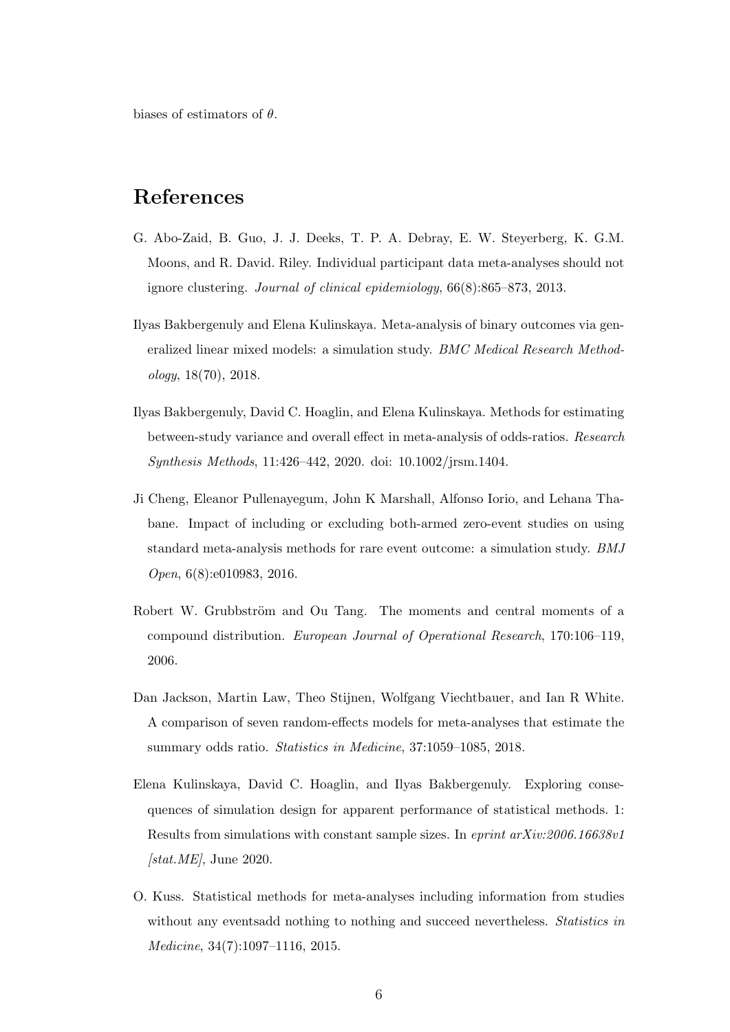biases of estimators of $\theta$.

# References

G. Abo-Zaid, B. Guo, J. J. Deeks, T. P. A. Debray, E. W. Steyerberg, K. G.M. Moons, and R. David. Riley. Individual participant data meta-analyses should not ignore clustering. *Journal of clinical epidemiology*, 66(8):865–873, 2013.

Ilyas Bakbergenuly and Elena Kulinskaya. Meta-analysis of binary outcomes via generalized linear mixed models: a simulation study. *BMC Medical Research Methodology*, 18(70), 2018.

Ilyas Bakbergenuly, David C. Hoaglin, and Elena Kulinskaya. Methods for estimating between-study variance and overall effect in meta-analysis of odds-ratios. *Research Synthesis Methods*, 11:426–442, 2020. doi: 10.1002/jrsm.1404.

Ji Cheng, Eleanor Pullenayegum, John K Marshall, Alfonso Iorio, and Lehana Thabane. Impact of including or excluding both-armed zero-event studies on using standard meta-analysis methods for rare event outcome: a simulation study. *BMJ Open*, 6(8):e010983, 2016.

Robert W. Grubbström and Ou Tang. The moments and central moments of a compound distribution. *European Journal of Operational Research*, 170:106–119, 2006.

Dan Jackson, Martin Law, Theo Stijnen, Wolfgang Viechtbauer, and Ian R White. A comparison of seven random-effects models for meta-analyses that estimate the summary odds ratio. *Statistics in Medicine*, 37:1059–1085, 2018.

Elena Kulinskaya, David C. Hoaglin, and Ilyas Bakbergenuly. Exploring consequences of simulation design for apparent performance of statistical methods. 1: Results from simulations with constant sample sizes. In *eprint arXiv:2006.16638v1 [stat.ME]*, June 2020.

O. Kuss. Statistical methods for meta-analyses including information from studies without any eventsadd nothing to nothing and succeed nevertheless. *Statistics in Medicine*, 34(7):1097–1116, 2015.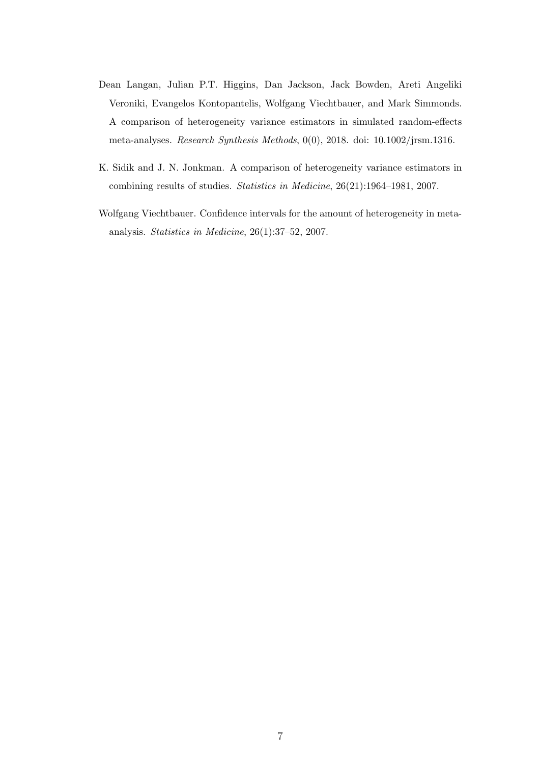Dean Langan, Julian P.T. Higgins, Dan Jackson, Jack Bowden, Areti Angeliki Veroniki, Evangelos Kontopantelis, Wolfgang Viechtbauer, and Mark Simmonds. A comparison of heterogeneity variance estimators in simulated random-effects meta-analyses. *Research Synthesis Methods*, 0(0), 2018. doi: 10.1002/jrsm.1316.

K. Sidik and J. N. Jonkman. A comparison of heterogeneity variance estimators in combining results of studies. *Statistics in Medicine*, 26(21):1964–1981, 2007.

Wolfgang Viechtbauer. Confidence intervals for the amount of heterogeneity in meta-analysis. *Statistics in Medicine*, 26(1):37–52, 2007.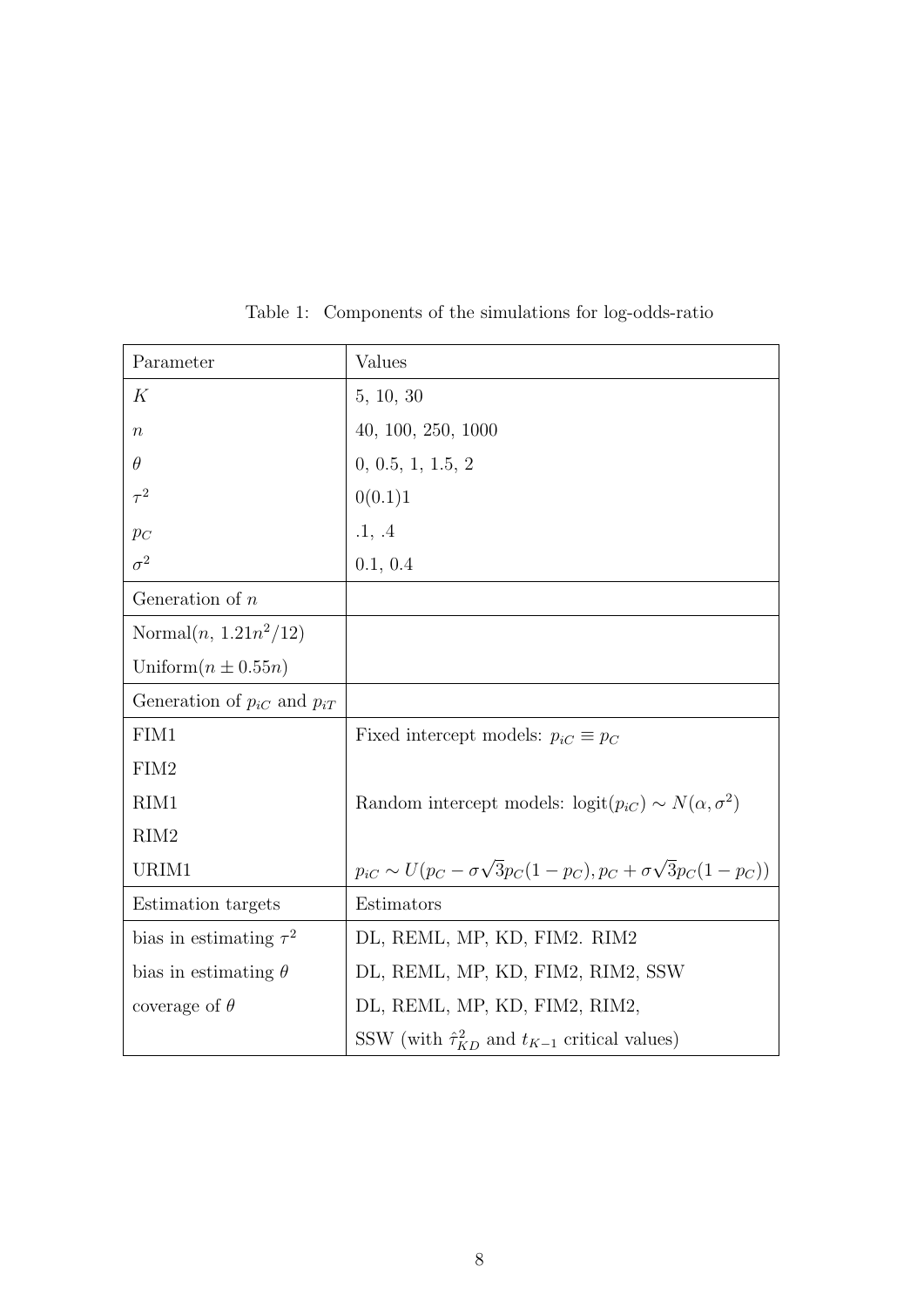Table 1: Components of the simulations for log-odds-ratio

| Parameter | Values |
|---|---|
| $K$ | 5, 10, 30 |
| $n$ | 40, 100, 250, 1000 |
| $\theta$ | 0, 0.5, 1, 1.5, 2 |
| $\tau^2$ | 0(0.1)1 |
| $p_C$ | .1, .4 |
| $\sigma^2$ | 0.1, 0.4 |
| Generation of $n$ | |
| Normal($n$, $1.21n^2/12$) | |
| Uniform($n \pm 0.55n$) | |
| Generation of $p_{iC}$ and $p_{iT}$ | |
| FIM1 | Fixed intercept models: $p_{iC} \equiv p_C$ |
| FIM2 | |
| RIM1 | Random intercept models: $\text{logit}(p_{iC}) \sim N(\alpha, \sigma^2)$ |
| RIM2 | |
| URIM1 | $p_{iC} \sim U(p_C - \sigma\sqrt{3}p_C(1-p_C), p_C + \sigma\sqrt{3}p_C(1-p_C))$ |
| Estimation targets | Estimators |
| bias in estimating $\tau^2$ | DL, REML, MP, KD, FIM2. RIM2 |
| bias in estimating $\theta$ | DL, REML, MP, KD, FIM2, RIM2, SSW |
| coverage of $\theta$ | DL, REML, MP, KD, FIM2, RIM2, |
| | SSW (with $\hat{\tau}^2_{KD}$ and $t_{K-1}$ critical values) |